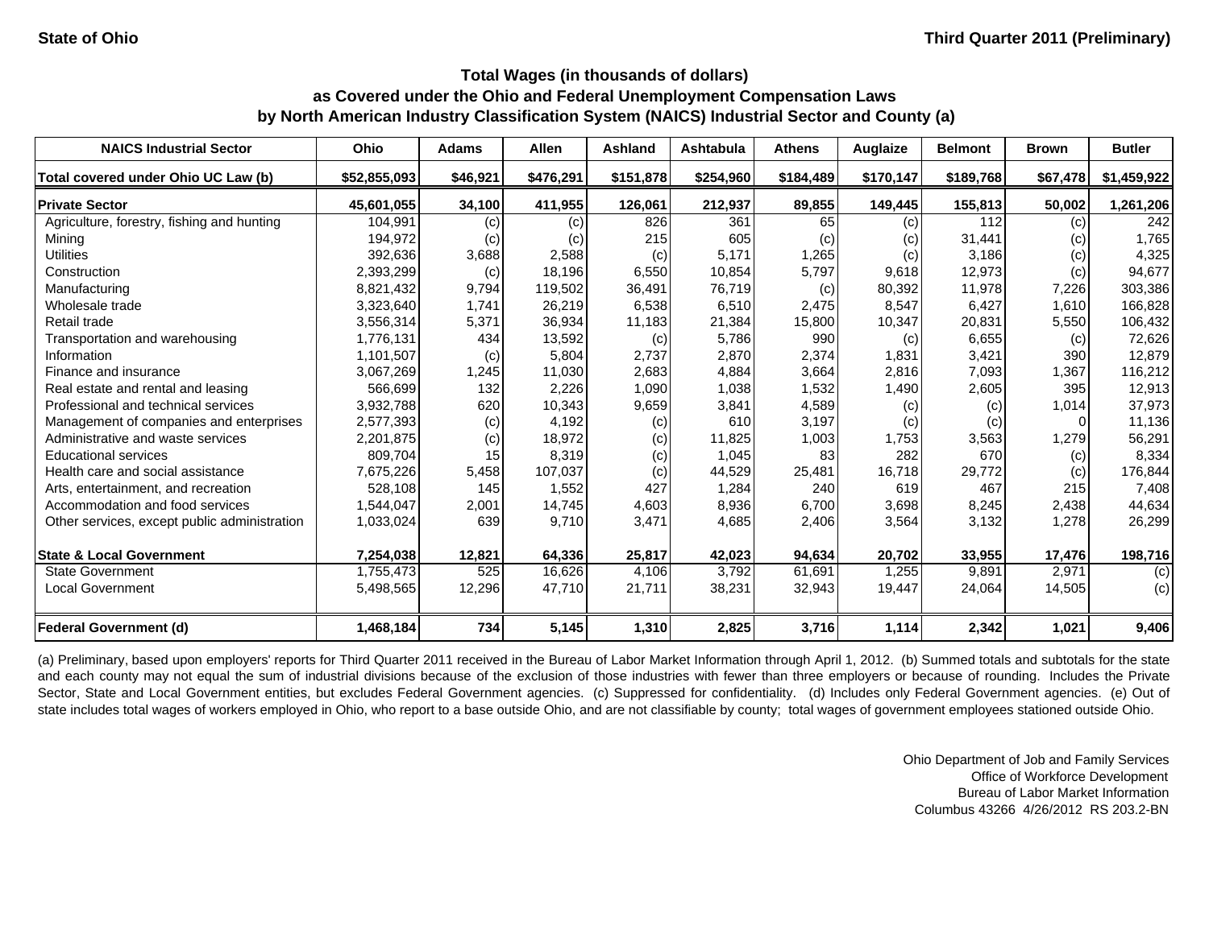State of Ohio

Third Quarter 2011 (Preliminary)

## Total Wages (in thousands of dollars) as Covered under the Ohio and Federal Unemployment Compensation Laws by North American Industry Classification System (NAICS) Industrial Sector and County (a)

| NAICS Industrial Sector | Ohio | Adams | Allen | Ashland | Ashtabula | Athens | Auglaize | Belmont | Brown | Butler |
|---|---|---|---|---|---|---|---|---|---|---|
| Total covered under Ohio UC Law (b) | $52,855,093 | $46,921 | $476,291 | $151,878 | $254,960 | $184,489 | $170,147 | $189,768 | $67,478 | $1,459,922 |
| **Private Sector** | **45,601,055** | **34,100** | **411,955** | **126,061** | **212,937** | **89,855** | **149,445** | **155,813** | **50,002** | **1,261,206** |
| Agriculture, forestry, fishing and hunting | 104,991 | (c) | (c) | 826 | 361 | 65 | (c) | 112 | (c) | 242 |
| Mining | 194,972 | (c) | (c) | 215 | 605 | (c) | (c) | 31,441 | (c) | 1,765 |
| Utilities | 392,636 | 3,688 | 2,588 | (c) | 5,171 | 1,265 | (c) | 3,186 | (c) | 4,325 |
| Construction | 2,393,299 | (c) | 18,196 | 6,550 | 10,854 | 5,797 | 9,618 | 12,973 | (c) | 94,677 |
| Manufacturing | 8,821,432 | 9,794 | 119,502 | 36,491 | 76,719 | (c) | 80,392 | 11,978 | 7,226 | 303,386 |
| Wholesale trade | 3,323,640 | 1,741 | 26,219 | 6,538 | 6,510 | 2,475 | 8,547 | 6,427 | 1,610 | 166,828 |
| Retail trade | 3,556,314 | 5,371 | 36,934 | 11,183 | 21,384 | 15,800 | 10,347 | 20,831 | 5,550 | 106,432 |
| Transportation and warehousing | 1,776,131 | 434 | 13,592 | (c) | 5,786 | 990 | (c) | 6,655 | (c) | 72,626 |
| Information | 1,101,507 | (c) | 5,804 | 2,737 | 2,870 | 2,374 | 1,831 | 3,421 | 390 | 12,879 |
| Finance and insurance | 3,067,269 | 1,245 | 11,030 | 2,683 | 4,884 | 3,664 | 2,816 | 7,093 | 1,367 | 116,212 |
| Real estate and rental and leasing | 566,699 | 132 | 2,226 | 1,090 | 1,038 | 1,532 | 1,490 | 2,605 | 395 | 12,913 |
| Professional and technical services | 3,932,788 | 620 | 10,343 | 9,659 | 3,841 | 4,589 | (c) | (c) | 1,014 | 37,973 |
| Management of companies and enterprises | 2,577,393 | (c) | 4,192 | (c) | 610 | 3,197 | (c) | (c) | 0 | 11,136 |
| Administrative and waste services | 2,201,875 | (c) | 18,972 | (c) | 11,825 | 1,003 | 1,753 | 3,563 | 1,279 | 56,291 |
| Educational services | 809,704 | 15 | 8,319 | (c) | 1,045 | 83 | 282 | 670 | (c) | 8,334 |
| Health care and social assistance | 7,675,226 | 5,458 | 107,037 | (c) | 44,529 | 25,481 | 16,718 | 29,772 | (c) | 176,844 |
| Arts, entertainment, and recreation | 528,108 | 145 | 1,552 | 427 | 1,284 | 240 | 619 | 467 | 215 | 7,408 |
| Accommodation and food services | 1,544,047 | 2,001 | 14,745 | 4,603 | 8,936 | 6,700 | 3,698 | 8,245 | 2,438 | 44,634 |
| Other services, except public administration | 1,033,024 | 639 | 9,710 | 3,471 | 4,685 | 2,406 | 3,564 | 3,132 | 1,278 | 26,299 |
| **State & Local Government** | **7,254,038** | **12,821** | **64,336** | **25,817** | **42,023** | **94,634** | **20,702** | **33,955** | **17,476** | **198,716** |
| State Government | 1,755,473 | 525 | 16,626 | 4,106 | 3,792 | 61,691 | 1,255 | 9,891 | 2,971 | (c) |
| Local Government | 5,498,565 | 12,296 | 47,710 | 21,711 | 38,231 | 32,943 | 19,447 | 24,064 | 14,505 | (c) |
| **Federal Government (d)** | **1,468,184** | **734** | **5,145** | **1,310** | **2,825** | **3,716** | **1,114** | **2,342** | **1,021** | **9,406** |

(a) Preliminary, based upon employers' reports for Third Quarter 2011 received in the Bureau of Labor Market Information through April 1, 2012. (b) Summed totals and subtotals for the state and each county may not equal the sum of industrial divisions because of the exclusion of those industries with fewer than three employers or because of rounding. Includes the Private Sector, State and Local Government entities, but excludes Federal Government agencies. (c) Suppressed for confidentiality. (d) Includes only Federal Government agencies. (e) Out of state includes total wages of workers employed in Ohio, who report to a base outside Ohio, and are not classifiable by county; total wages of government employees stationed outside Ohio.

Ohio Department of Job and Family Services
Office of Workforce Development
Bureau of Labor Market Information
Columbus 43266 4/26/2012 RS 203.2-BN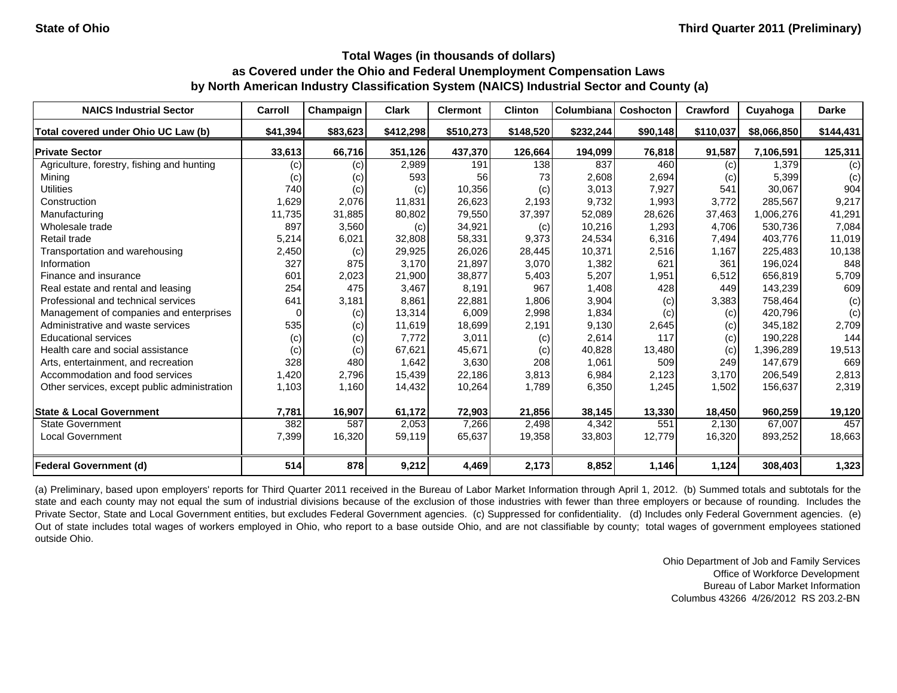State of Ohio

Third Quarter 2011 (Preliminary)

### Total Wages (in thousands of dollars) as Covered under the Ohio and Federal Unemployment Compensation Laws by North American Industry Classification System (NAICS) Industrial Sector and County (a)

| NAICS Industrial Sector | Carroll | Champaign | Clark | Clermont | Clinton | Columbiana | Coshocton | Crawford | Cuyahoga | Darke |
|---|---|---|---|---|---|---|---|---|---|---|
| **Total covered under Ohio UC Law (b)** | **$41,394** | **$83,623** | **$412,298** | **$510,273** | **$148,520** | **$232,244** | **$90,148** | **$110,037** | **$8,066,850** | **$144,431** |
| **Private Sector** | **33,613** | **66,716** | **351,126** | **437,370** | **126,664** | **194,099** | **76,818** | **91,587** | **7,106,591** | **125,311** |
| Agriculture, forestry, fishing and hunting | (c) | (c) | 2,989 | 191 | 138 | 837 | 460 | (c) | 1,379 | (c) |
| Mining | (c) | (c) | 593 | 56 | 73 | 2,608 | 2,694 | (c) | 5,399 | (c) |
| Utilities | 740 | (c) | (c) | 10,356 | (c) | 3,013 | 7,927 | 541 | 30,067 | 904 |
| Construction | 1,629 | 2,076 | 11,831 | 26,623 | 2,193 | 9,732 | 1,993 | 3,772 | 285,567 | 9,217 |
| Manufacturing | 11,735 | 31,885 | 80,802 | 79,550 | 37,397 | 52,089 | 28,626 | 37,463 | 1,006,276 | 41,291 |
| Wholesale trade | 897 | 3,560 | (c) | 34,921 | (c) | 10,216 | 1,293 | 4,706 | 530,736 | 7,084 |
| Retail trade | 5,214 | 6,021 | 32,808 | 58,331 | 9,373 | 24,534 | 6,316 | 7,494 | 403,776 | 11,019 |
| Transportation and warehousing | 2,450 | (c) | 29,925 | 26,026 | 28,445 | 10,371 | 2,516 | 1,167 | 225,483 | 10,138 |
| Information | 327 | 875 | 3,170 | 21,897 | 3,070 | 1,382 | 621 | 361 | 196,024 | 848 |
| Finance and insurance | 601 | 2,023 | 21,900 | 38,877 | 5,403 | 5,207 | 1,951 | 6,512 | 656,819 | 5,709 |
| Real estate and rental and leasing | 254 | 475 | 3,467 | 8,191 | 967 | 1,408 | 428 | 449 | 143,239 | 609 |
| Professional and technical services | 641 | 3,181 | 8,861 | 22,881 | 1,806 | 3,904 | (c) | 3,383 | 758,464 | (c) |
| Management of companies and enterprises | 0 | (c) | 13,314 | 6,009 | 2,998 | 1,834 | (c) | (c) | 420,796 | (c) |
| Administrative and waste services | 535 | (c) | 11,619 | 18,699 | 2,191 | 9,130 | 2,645 | (c) | 345,182 | 2,709 |
| Educational services | (c) | (c) | 7,772 | 3,011 | (c) | 2,614 | 117 | (c) | 190,228 | 144 |
| Health care and social assistance | (c) | (c) | 67,621 | 45,671 | (c) | 40,828 | 13,480 | (c) | 1,396,289 | 19,513 |
| Arts, entertainment, and recreation | 328 | 480 | 1,642 | 3,630 | 208 | 1,061 | 509 | 249 | 147,679 | 669 |
| Accommodation and food services | 1,420 | 2,796 | 15,439 | 22,186 | 3,813 | 6,984 | 2,123 | 3,170 | 206,549 | 2,813 |
| Other services, except public administration | 1,103 | 1,160 | 14,432 | 10,264 | 1,789 | 6,350 | 1,245 | 1,502 | 156,637 | 2,319 |
| **State & Local Government** | **7,781** | **16,907** | **61,172** | **72,903** | **21,856** | **38,145** | **13,330** | **18,450** | **960,259** | **19,120** |
| State Government | 382 | 587 | 2,053 | 7,266 | 2,498 | 4,342 | 551 | 2,130 | 67,007 | 457 |
| Local Government | 7,399 | 16,320 | 59,119 | 65,637 | 19,358 | 33,803 | 12,779 | 16,320 | 893,252 | 18,663 |
| **Federal Government (d)** | **514** | **878** | **9,212** | **4,469** | **2,173** | **8,852** | **1,146** | **1,124** | **308,403** | **1,323** |

(a) Preliminary, based upon employers' reports for Third Quarter 2011 received in the Bureau of Labor Market Information through April 1, 2012. (b) Summed totals and subtotals for the state and each county may not equal the sum of industrial divisions because of the exclusion of those industries with fewer than three employers or because of rounding. Includes the Private Sector, State and Local Government entities, but excludes Federal Government agencies. (c) Suppressed for confidentiality. (d) Includes only Federal Government agencies. (e) Out of state includes total wages of workers employed in Ohio, who report to a base outside Ohio, and are not classifiable by county; total wages of government employees stationed outside Ohio.

Ohio Department of Job and Family Services
Office of Workforce Development
Bureau of Labor Market Information
Columbus 43266 4/26/2012 RS 203.2-BN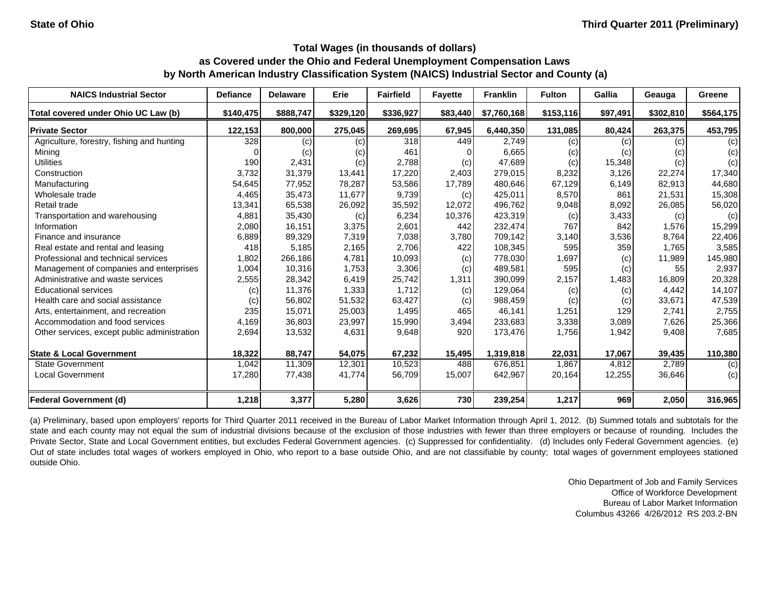State of Ohio

Third Quarter 2011 (Preliminary)

## Total Wages (in thousands of dollars) as Covered under the Ohio and Federal Unemployment Compensation Laws by North American Industry Classification System (NAICS) Industrial Sector and County (a)

| NAICS Industrial Sector | Defiance | Delaware | Erie | Fairfield | Fayette | Franklin | Fulton | Gallia | Geauga | Greene |
|---|---|---|---|---|---|---|---|---|---|---|
| Total covered under Ohio UC Law (b) | $140,475 | $888,747 | $329,120 | $336,927 | $83,440 | $7,760,168 | $153,116 | $97,491 | $302,810 | $564,175 |
| **Private Sector** | 122,153 | 800,000 | 275,045 | 269,695 | 67,945 | 6,440,350 | 131,085 | 80,424 | 263,375 | 453,795 |
| Agriculture, forestry, fishing and hunting | 328 | (c) | (c) | 318 | 449 | 2,749 | (c) | (c) | (c) | (c) |
| Mining | 0 | (c) | (c) | 461 | 0 | 6,665 | (c) | (c) | (c) | (c) |
| Utilities | 190 | 2,431 | (c) | 2,788 | (c) | 47,689 | (c) | 15,348 | (c) | (c) |
| Construction | 3,732 | 31,379 | 13,441 | 17,220 | 2,403 | 279,015 | 8,232 | 3,126 | 22,274 | 17,340 |
| Manufacturing | 54,645 | 77,952 | 78,287 | 53,586 | 17,789 | 480,646 | 67,129 | 6,149 | 82,913 | 44,680 |
| Wholesale trade | 4,465 | 35,473 | 11,677 | 9,739 | (c) | 425,011 | 8,570 | 861 | 21,531 | 15,308 |
| Retail trade | 13,341 | 65,538 | 26,092 | 35,592 | 12,072 | 496,762 | 9,048 | 8,092 | 26,085 | 56,020 |
| Transportation and warehousing | 4,881 | 35,430 | (c) | 6,234 | 10,376 | 423,319 | (c) | 3,433 | (c) | (c) |
| Information | 2,080 | 16,151 | 3,375 | 2,601 | 442 | 232,474 | 767 | 842 | 1,576 | 15,299 |
| Finance and insurance | 6,889 | 89,329 | 7,319 | 7,038 | 3,780 | 709,142 | 3,140 | 3,536 | 8,764 | 22,406 |
| Real estate and rental and leasing | 418 | 5,185 | 2,165 | 2,706 | 422 | 108,345 | 595 | 359 | 1,765 | 3,585 |
| Professional and technical services | 1,802 | 266,186 | 4,781 | 10,093 | (c) | 778,030 | 1,697 | (c) | 11,989 | 145,980 |
| Management of companies and enterprises | 1,004 | 10,316 | 1,753 | 3,306 | (c) | 489,581 | 595 | (c) | 55 | 2,937 |
| Administrative and waste services | 2,555 | 28,342 | 6,419 | 25,742 | 1,311 | 390,099 | 2,157 | 1,483 | 16,809 | 20,328 |
| Educational services | (c) | 11,376 | 1,333 | 1,712 | (c) | 129,064 | (c) | (c) | 4,442 | 14,107 |
| Health care and social assistance | (c) | 56,802 | 51,532 | 63,427 | (c) | 988,459 | (c) | (c) | 33,671 | 47,539 |
| Arts, entertainment, and recreation | 235 | 15,071 | 25,003 | 1,495 | 465 | 46,141 | 1,251 | 129 | 2,741 | 2,755 |
| Accommodation and food services | 4,169 | 36,803 | 23,997 | 15,990 | 3,494 | 233,683 | 3,338 | 3,089 | 7,626 | 25,366 |
| Other services, except public administration | 2,694 | 13,532 | 4,631 | 9,648 | 920 | 173,476 | 1,756 | 1,942 | 9,408 | 7,685 |
| **State & Local Government** | 18,322 | 88,747 | 54,075 | 67,232 | 15,495 | 1,319,818 | 22,031 | 17,067 | 39,435 | 110,380 |
| State Government | 1,042 | 11,309 | 12,301 | 10,523 | 488 | 676,851 | 1,867 | 4,812 | 2,789 | (c) |
| Local Government | 17,280 | 77,438 | 41,774 | 56,709 | 15,007 | 642,967 | 20,164 | 12,255 | 36,646 | (c) |
| **Federal Government (d)** | 1,218 | 3,377 | 5,280 | 3,626 | 730 | 239,254 | 1,217 | 969 | 2,050 | 316,965 |

(a) Preliminary, based upon employers' reports for Third Quarter 2011 received in the Bureau of Labor Market Information through April 1, 2012. (b) Summed totals and subtotals for the state and each county may not equal the sum of industrial divisions because of the exclusion of those industries with fewer than three employers or because of rounding. Includes the Private Sector, State and Local Government entities, but excludes Federal Government agencies. (c) Suppressed for confidentiality. (d) Includes only Federal Government agencies. (e) Out of state includes total wages of workers employed in Ohio, who report to a base outside Ohio, and are not classifiable by county; total wages of government employees stationed outside Ohio.

Ohio Department of Job and Family Services
Office of Workforce Development
Bureau of Labor Market Information
Columbus 43266 4/26/2012 RS 203.2-BN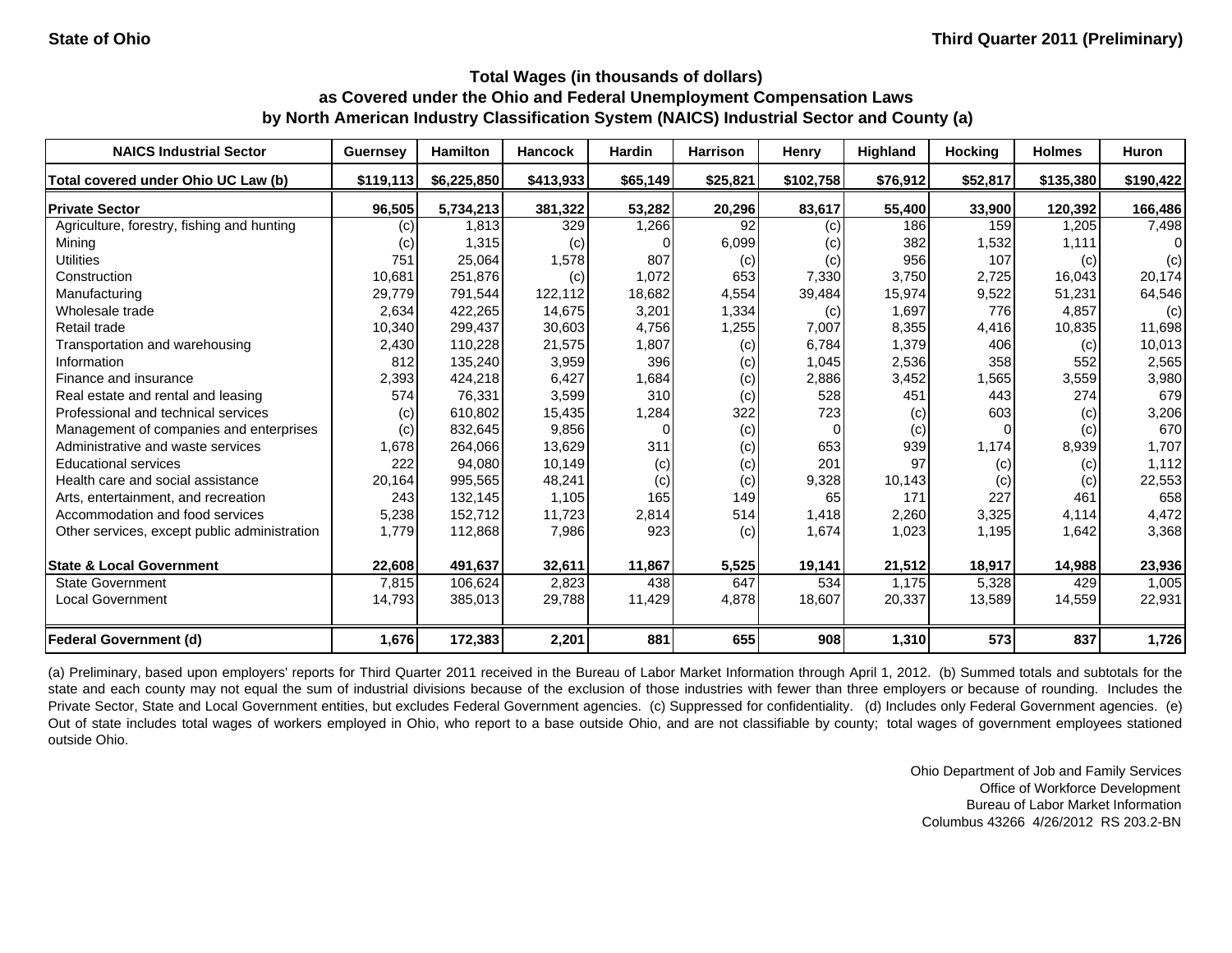State of Ohio — Third Quarter 2011 (Preliminary)

## Total Wages (in thousands of dollars) as Covered under the Ohio and Federal Unemployment Compensation Laws by North American Industry Classification System (NAICS) Industrial Sector and County (a)

| NAICS Industrial Sector | Guernsey | Hamilton | Hancock | Hardin | Harrison | Henry | Highland | Hocking | Holmes | Huron |
|---|---|---|---|---|---|---|---|---|---|---|
| Total covered under Ohio UC Law (b) | $119,113 | $6,225,850 | $413,933 | $65,149 | $25,821 | $102,758 | $76,912 | $52,817 | $135,380 | $190,422 |
| **Private Sector** | **96,505** | **5,734,213** | **381,322** | **53,282** | **20,296** | **83,617** | **55,400** | **33,900** | **120,392** | **166,486** |
| Agriculture, forestry, fishing and hunting | (c) | 1,813 | 329 | 1,266 | 92 | (c) | 186 | 159 | 1,205 | 7,498 |
| Mining | (c) | 1,315 | (c) | 0 | 6,099 | (c) | 382 | 1,532 | 1,111 | 0 |
| Utilities | 751 | 25,064 | 1,578 | 807 | (c) | (c) | 956 | 107 | (c) | (c) |
| Construction | 10,681 | 251,876 | (c) | 1,072 | 653 | 7,330 | 3,750 | 2,725 | 16,043 | 20,174 |
| Manufacturing | 29,779 | 791,544 | 122,112 | 18,682 | 4,554 | 39,484 | 15,974 | 9,522 | 51,231 | 64,546 |
| Wholesale trade | 2,634 | 422,265 | 14,675 | 3,201 | 1,334 | (c) | 1,697 | 776 | 4,857 | (c) |
| Retail trade | 10,340 | 299,437 | 30,603 | 4,756 | 1,255 | 7,007 | 8,355 | 4,416 | 10,835 | 11,698 |
| Transportation and warehousing | 2,430 | 110,228 | 21,575 | 1,807 | (c) | 6,784 | 1,379 | 406 | (c) | 10,013 |
| Information | 812 | 135,240 | 3,959 | 396 | (c) | 1,045 | 2,536 | 358 | 552 | 2,565 |
| Finance and insurance | 2,393 | 424,218 | 6,427 | 1,684 | (c) | 2,886 | 3,452 | 1,565 | 3,559 | 3,980 |
| Real estate and rental and leasing | 574 | 76,331 | 3,599 | 310 | (c) | 528 | 451 | 443 | 274 | 679 |
| Professional and technical services | (c) | 610,802 | 15,435 | 1,284 | 322 | 723 | (c) | 603 | (c) | 3,206 |
| Management of companies and enterprises | (c) | 832,645 | 9,856 | 0 | (c) | 0 | (c) | 0 | (c) | 670 |
| Administrative and waste services | 1,678 | 264,066 | 13,629 | 311 | (c) | 653 | 939 | 1,174 | 8,939 | 1,707 |
| Educational services | 222 | 94,080 | 10,149 | (c) | (c) | 201 | 97 | (c) | (c) | 1,112 |
| Health care and social assistance | 20,164 | 995,565 | 48,241 | (c) | (c) | 9,328 | 10,143 | (c) | (c) | 22,553 |
| Arts, entertainment, and recreation | 243 | 132,145 | 1,105 | 165 | 149 | 65 | 171 | 227 | 461 | 658 |
| Accommodation and food services | 5,238 | 152,712 | 11,723 | 2,814 | 514 | 1,418 | 2,260 | 3,325 | 4,114 | 4,472 |
| Other services, except public administration | 1,779 | 112,868 | 7,986 | 923 | (c) | 1,674 | 1,023 | 1,195 | 1,642 | 3,368 |
| **State & Local Government** | **22,608** | **491,637** | **32,611** | **11,867** | **5,525** | **19,141** | **21,512** | **18,917** | **14,988** | **23,936** |
| State Government | 7,815 | 106,624 | 2,823 | 438 | 647 | 534 | 1,175 | 5,328 | 429 | 1,005 |
| Local Government | 14,793 | 385,013 | 29,788 | 11,429 | 4,878 | 18,607 | 20,337 | 13,589 | 14,559 | 22,931 |
| **Federal Government (d)** | **1,676** | **172,383** | **2,201** | **881** | **655** | **908** | **1,310** | **573** | **837** | **1,726** |

(a) Preliminary, based upon employers' reports for Third Quarter 2011 received in the Bureau of Labor Market Information through April 1, 2012. (b) Summed totals and subtotals for the state and each county may not equal the sum of industrial divisions because of the exclusion of those industries with fewer than three employers or because of rounding. Includes the Private Sector, State and Local Government entities, but excludes Federal Government agencies. (c) Suppressed for confidentiality. (d) Includes only Federal Government agencies. (e) Out of state includes total wages of workers employed in Ohio, who report to a base outside Ohio, and are not classifiable by county; total wages of government employees stationed outside Ohio.

Ohio Department of Job and Family Services
Office of Workforce Development
Bureau of Labor Market Information
Columbus 43266 4/26/2012 RS 203.2-BN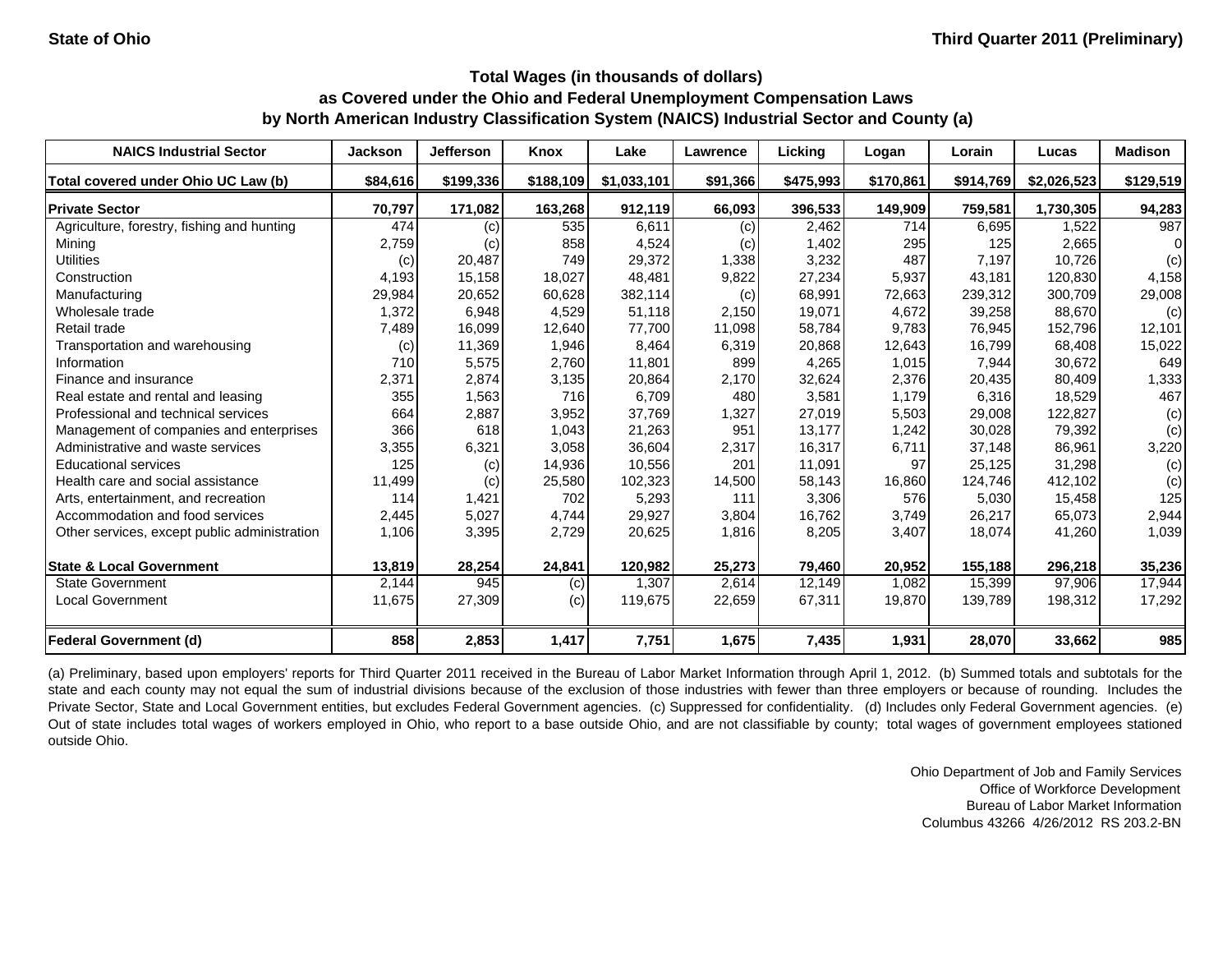State of Ohio — Third Quarter 2011 (Preliminary)

## Total Wages (in thousands of dollars) as Covered under the Ohio and Federal Unemployment Compensation Laws by North American Industry Classification System (NAICS) Industrial Sector and County (a)

| NAICS Industrial Sector | Jackson | Jefferson | Knox | Lake | Lawrence | Licking | Logan | Lorain | Lucas | Madison |
|---|---|---|---|---|---|---|---|---|---|---|
| **Total covered under Ohio UC Law (b)** | **$84,616** | **$199,336** | **$188,109** | **$1,033,101** | **$91,366** | **$475,993** | **$170,861** | **$914,769** | **$2,026,523** | **$129,519** |
| **Private Sector** | **70,797** | **171,082** | **163,268** | **912,119** | **66,093** | **396,533** | **149,909** | **759,581** | **1,730,305** | **94,283** |
| Agriculture, forestry, fishing and hunting | 474 | (c) | 535 | 6,611 | (c) | 2,462 | 714 | 6,695 | 1,522 | 987 |
| Mining | 2,759 | (c) | 858 | 4,524 | (c) | 1,402 | 295 | 125 | 2,665 | 0 |
| Utilities | (c) | 20,487 | 749 | 29,372 | 1,338 | 3,232 | 487 | 7,197 | 10,726 | (c) |
| Construction | 4,193 | 15,158 | 18,027 | 48,481 | 9,822 | 27,234 | 5,937 | 43,181 | 120,830 | 4,158 |
| Manufacturing | 29,984 | 20,652 | 60,628 | 382,114 | (c) | 68,991 | 72,663 | 239,312 | 300,709 | 29,008 |
| Wholesale trade | 1,372 | 6,948 | 4,529 | 51,118 | 2,150 | 19,071 | 4,672 | 39,258 | 88,670 | (c) |
| Retail trade | 7,489 | 16,099 | 12,640 | 77,700 | 11,098 | 58,784 | 9,783 | 76,945 | 152,796 | 12,101 |
| Transportation and warehousing | (c) | 11,369 | 1,946 | 8,464 | 6,319 | 20,868 | 12,643 | 16,799 | 68,408 | 15,022 |
| Information | 710 | 5,575 | 2,760 | 11,801 | 899 | 4,265 | 1,015 | 7,944 | 30,672 | 649 |
| Finance and insurance | 2,371 | 2,874 | 3,135 | 20,864 | 2,170 | 32,624 | 2,376 | 20,435 | 80,409 | 1,333 |
| Real estate and rental and leasing | 355 | 1,563 | 716 | 6,709 | 480 | 3,581 | 1,179 | 6,316 | 18,529 | 467 |
| Professional and technical services | 664 | 2,887 | 3,952 | 37,769 | 1,327 | 27,019 | 5,503 | 29,008 | 122,827 | (c) |
| Management of companies and enterprises | 366 | 618 | 1,043 | 21,263 | 951 | 13,177 | 1,242 | 30,028 | 79,392 | (c) |
| Administrative and waste services | 3,355 | 6,321 | 3,058 | 36,604 | 2,317 | 16,317 | 6,711 | 37,148 | 86,961 | 3,220 |
| Educational services | 125 | (c) | 14,936 | 10,556 | 201 | 11,091 | 97 | 25,125 | 31,298 | (c) |
| Health care and social assistance | 11,499 | (c) | 25,580 | 102,323 | 14,500 | 58,143 | 16,860 | 124,746 | 412,102 | (c) |
| Arts, entertainment, and recreation | 114 | 1,421 | 702 | 5,293 | 111 | 3,306 | 576 | 5,030 | 15,458 | 125 |
| Accommodation and food services | 2,445 | 5,027 | 4,744 | 29,927 | 3,804 | 16,762 | 3,749 | 26,217 | 65,073 | 2,944 |
| Other services, except public administration | 1,106 | 3,395 | 2,729 | 20,625 | 1,816 | 8,205 | 3,407 | 18,074 | 41,260 | 1,039 |
| **State & Local Government** | **13,819** | **28,254** | **24,841** | **120,982** | **25,273** | **79,460** | **20,952** | **155,188** | **296,218** | **35,236** |
| State Government | 2,144 | 945 | (c) | 1,307 | 2,614 | 12,149 | 1,082 | 15,399 | 97,906 | 17,944 |
| Local Government | 11,675 | 27,309 | (c) | 119,675 | 22,659 | 67,311 | 19,870 | 139,789 | 198,312 | 17,292 |
| **Federal Government (d)** | **858** | **2,853** | **1,417** | **7,751** | **1,675** | **7,435** | **1,931** | **28,070** | **33,662** | **985** |

(a) Preliminary, based upon employers' reports for Third Quarter 2011 received in the Bureau of Labor Market Information through April 1, 2012. (b) Summed totals and subtotals for the state and each county may not equal the sum of industrial divisions because of the exclusion of those industries with fewer than three employers or because of rounding. Includes the Private Sector, State and Local Government entities, but excludes Federal Government agencies. (c) Suppressed for confidentiality. (d) Includes only Federal Government agencies. (e) Out of state includes total wages of workers employed in Ohio, who report to a base outside Ohio, and are not classifiable by county; total wages of government employees stationed outside Ohio.

Ohio Department of Job and Family Services
Office of Workforce Development
Bureau of Labor Market Information
Columbus 43266 4/26/2012 RS 203.2-BN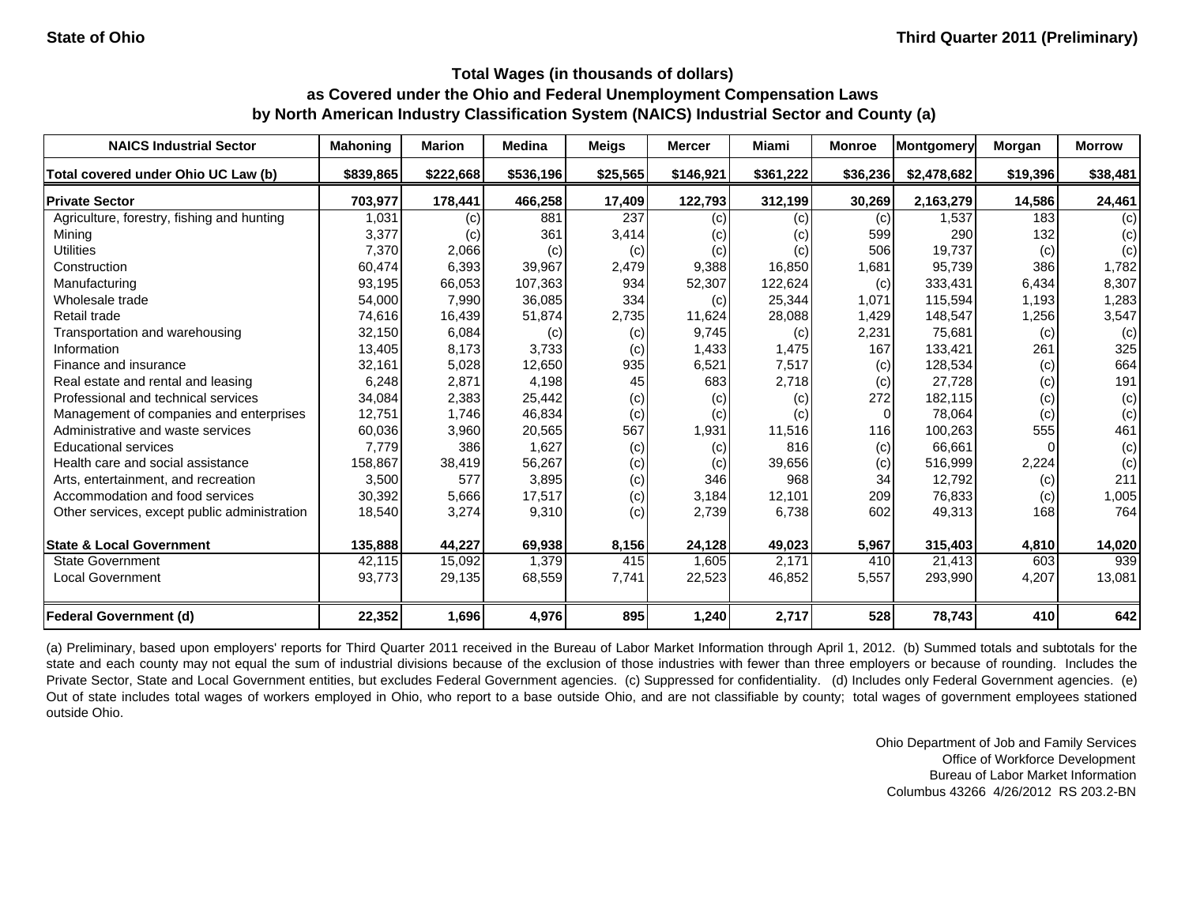State of Ohio — Third Quarter 2011 (Preliminary)

## Total Wages (in thousands of dollars) as Covered under the Ohio and Federal Unemployment Compensation Laws by North American Industry Classification System (NAICS) Industrial Sector and County (a)

| NAICS Industrial Sector | Mahoning | Marion | Medina | Meigs | Mercer | Miami | Monroe | Montgomery | Morgan | Morrow |
|---|---|---|---|---|---|---|---|---|---|---|
| **Total covered under Ohio UC Law (b)** | **$839,865** | **$222,668** | **$536,196** | **$25,565** | **$146,921** | **$361,222** | **$36,236** | **$2,478,682** | **$19,396** | **$38,481** |
| **Private Sector** | **703,977** | **178,441** | **466,258** | **17,409** | **122,793** | **312,199** | **30,269** | **2,163,279** | **14,586** | **24,461** |
| Agriculture, forestry, fishing and hunting | 1,031 | (c) | 881 | 237 | (c) | (c) | (c) | 1,537 | 183 | (c) |
| Mining | 3,377 | (c) | 361 | 3,414 | (c) | (c) | 599 | 290 | 132 | (c) |
| Utilities | 7,370 | 2,066 | (c) | (c) | (c) | (c) | 506 | 19,737 | (c) | (c) |
| Construction | 60,474 | 6,393 | 39,967 | 2,479 | 9,388 | 16,850 | 1,681 | 95,739 | 386 | 1,782 |
| Manufacturing | 93,195 | 66,053 | 107,363 | 934 | 52,307 | 122,624 | (c) | 333,431 | 6,434 | 8,307 |
| Wholesale trade | 54,000 | 7,990 | 36,085 | 334 | (c) | 25,344 | 1,071 | 115,594 | 1,193 | 1,283 |
| Retail trade | 74,616 | 16,439 | 51,874 | 2,735 | 11,624 | 28,088 | 1,429 | 148,547 | 1,256 | 3,547 |
| Transportation and warehousing | 32,150 | 6,084 | (c) | (c) | 9,745 | (c) | 2,231 | 75,681 | (c) | (c) |
| Information | 13,405 | 8,173 | 3,733 | (c) | 1,433 | 1,475 | 167 | 133,421 | 261 | 325 |
| Finance and insurance | 32,161 | 5,028 | 12,650 | 935 | 6,521 | 7,517 | (c) | 128,534 | (c) | 664 |
| Real estate and rental and leasing | 6,248 | 2,871 | 4,198 | 45 | 683 | 2,718 | (c) | 27,728 | (c) | 191 |
| Professional and technical services | 34,084 | 2,383 | 25,442 | (c) | (c) | (c) | 272 | 182,115 | (c) | (c) |
| Management of companies and enterprises | 12,751 | 1,746 | 46,834 | (c) | (c) | (c) | 0 | 78,064 | (c) | (c) |
| Administrative and waste services | 60,036 | 3,960 | 20,565 | 567 | 1,931 | 11,516 | 116 | 100,263 | 555 | 461 |
| Educational services | 7,779 | 386 | 1,627 | (c) | (c) | 816 | (c) | 66,661 | 0 | (c) |
| Health care and social assistance | 158,867 | 38,419 | 56,267 | (c) | (c) | 39,656 | (c) | 516,999 | 2,224 | (c) |
| Arts, entertainment, and recreation | 3,500 | 577 | 3,895 | (c) | 346 | 968 | 34 | 12,792 | (c) | 211 |
| Accommodation and food services | 30,392 | 5,666 | 17,517 | (c) | 3,184 | 12,101 | 209 | 76,833 | (c) | 1,005 |
| Other services, except public administration | 18,540 | 3,274 | 9,310 | (c) | 2,739 | 6,738 | 602 | 49,313 | 168 | 764 |
| **State & Local Government** | **135,888** | **44,227** | **69,938** | **8,156** | **24,128** | **49,023** | **5,967** | **315,403** | **4,810** | **14,020** |
| State Government | 42,115 | 15,092 | 1,379 | 415 | 1,605 | 2,171 | 410 | 21,413 | 603 | 939 |
| Local Government | 93,773 | 29,135 | 68,559 | 7,741 | 22,523 | 46,852 | 5,557 | 293,990 | 4,207 | 13,081 |
| **Federal Government (d)** | **22,352** | **1,696** | **4,976** | **895** | **1,240** | **2,717** | **528** | **78,743** | **410** | **642** |

(a) Preliminary, based upon employers' reports for Third Quarter 2011 received in the Bureau of Labor Market Information through April 1, 2012. (b) Summed totals and subtotals for the state and each county may not equal the sum of industrial divisions because of the exclusion of those industries with fewer than three employers or because of rounding. Includes the Private Sector, State and Local Government entities, but excludes Federal Government agencies. (c) Suppressed for confidentiality. (d) Includes only Federal Government agencies. (e) Out of state includes total wages of workers employed in Ohio, who report to a base outside Ohio, and are not classifiable by county; total wages of government employees stationed outside Ohio.

Ohio Department of Job and Family Services
Office of Workforce Development
Bureau of Labor Market Information
Columbus 43266 4/26/2012 RS 203.2-BN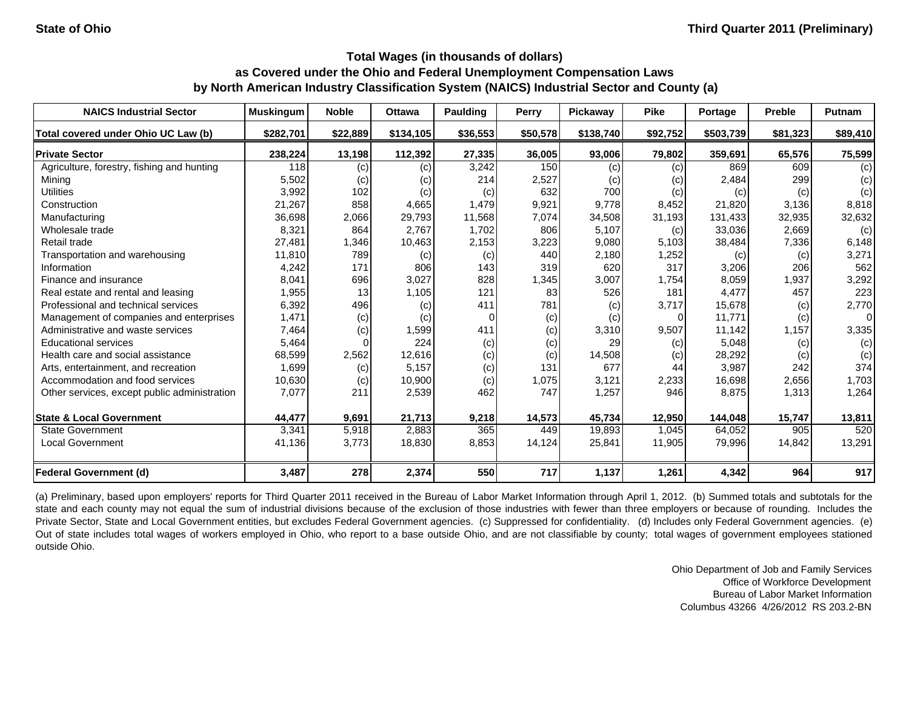State of Ohio | Third Quarter 2011 (Preliminary)

## Total Wages (in thousands of dollars) as Covered under the Ohio and Federal Unemployment Compensation Laws by North American Industry Classification System (NAICS) Industrial Sector and County (a)

| NAICS Industrial Sector | Muskingum | Noble | Ottawa | Paulding | Perry | Pickaway | Pike | Portage | Preble | Putnam |
|---|---|---|---|---|---|---|---|---|---|---|
| Total covered under Ohio UC Law (b) | $282,701 | $22,889 | $134,105 | $36,553 | $50,578 | $138,740 | $92,752 | $503,739 | $81,323 | $89,410 |
| **Private Sector** | **238,224** | **13,198** | **112,392** | **27,335** | **36,005** | **93,006** | **79,802** | **359,691** | **65,576** | **75,599** |
| Agriculture, forestry, fishing and hunting | 118 | (c) | (c) | 3,242 | 150 | (c) | (c) | 869 | 609 | (c) |
| Mining | 5,502 | (c) | (c) | 214 | 2,527 | (c) | (c) | 2,484 | 299 | (c) |
| Utilities | 3,992 | 102 | (c) | (c) | 632 | 700 | (c) | (c) | (c) | (c) |
| Construction | 21,267 | 858 | 4,665 | 1,479 | 9,921 | 9,778 | 8,452 | 21,820 | 3,136 | 8,818 |
| Manufacturing | 36,698 | 2,066 | 29,793 | 11,568 | 7,074 | 34,508 | 31,193 | 131,433 | 32,935 | 32,632 |
| Wholesale trade | 8,321 | 864 | 2,767 | 1,702 | 806 | 5,107 | (c) | 33,036 | 2,669 | (c) |
| Retail trade | 27,481 | 1,346 | 10,463 | 2,153 | 3,223 | 9,080 | 5,103 | 38,484 | 7,336 | 6,148 |
| Transportation and warehousing | 11,810 | 789 | (c) | (c) | 440 | 2,180 | 1,252 | (c) | (c) | 3,271 |
| Information | 4,242 | 171 | 806 | 143 | 319 | 620 | 317 | 3,206 | 206 | 562 |
| Finance and insurance | 8,041 | 696 | 3,027 | 828 | 1,345 | 3,007 | 1,754 | 8,059 | 1,937 | 3,292 |
| Real estate and rental and leasing | 1,955 | 13 | 1,105 | 121 | 83 | 526 | 181 | 4,477 | 457 | 223 |
| Professional and technical services | 6,392 | 496 | (c) | 411 | 781 | (c) | 3,717 | 15,678 | (c) | 2,770 |
| Management of companies and enterprises | 1,471 | (c) | (c) | 0 | (c) | (c) | 0 | 11,771 | (c) | 0 |
| Administrative and waste services | 7,464 | (c) | 1,599 | 411 | (c) | 3,310 | 9,507 | 11,142 | 1,157 | 3,335 |
| Educational services | 5,464 | 0 | 224 | (c) | (c) | 29 | (c) | 5,048 | (c) | (c) |
| Health care and social assistance | 68,599 | 2,562 | 12,616 | (c) | (c) | 14,508 | (c) | 28,292 | (c) | (c) |
| Arts, entertainment, and recreation | 1,699 | (c) | 5,157 | (c) | 131 | 677 | 44 | 3,987 | 242 | 374 |
| Accommodation and food services | 10,630 | (c) | 10,900 | (c) | 1,075 | 3,121 | 2,233 | 16,698 | 2,656 | 1,703 |
| Other services, except public administration | 7,077 | 211 | 2,539 | 462 | 747 | 1,257 | 946 | 8,875 | 1,313 | 1,264 |
| **State & Local Government** | **44,477** | **9,691** | **21,713** | **9,218** | **14,573** | **45,734** | **12,950** | **144,048** | **15,747** | **13,811** |
| State Government | 3,341 | 5,918 | 2,883 | 365 | 449 | 19,893 | 1,045 | 64,052 | 905 | 520 |
| Local Government | 41,136 | 3,773 | 18,830 | 8,853 | 14,124 | 25,841 | 11,905 | 79,996 | 14,842 | 13,291 |
| **Federal Government (d)** | **3,487** | **278** | **2,374** | **550** | **717** | **1,137** | **1,261** | **4,342** | **964** | **917** |

(a) Preliminary, based upon employers' reports for Third Quarter 2011 received in the Bureau of Labor Market Information through April 1, 2012. (b) Summed totals and subtotals for the state and each county may not equal the sum of industrial divisions because of the exclusion of those industries with fewer than three employers or because of rounding. Includes the Private Sector, State and Local Government entities, but excludes Federal Government agencies. (c) Suppressed for confidentiality. (d) Includes only Federal Government agencies. (e) Out of state includes total wages of workers employed in Ohio, who report to a base outside Ohio, and are not classifiable by county; total wages of government employees stationed outside Ohio.

Ohio Department of Job and Family Services
Office of Workforce Development
Bureau of Labor Market Information
Columbus 43266 4/26/2012 RS 203.2-BN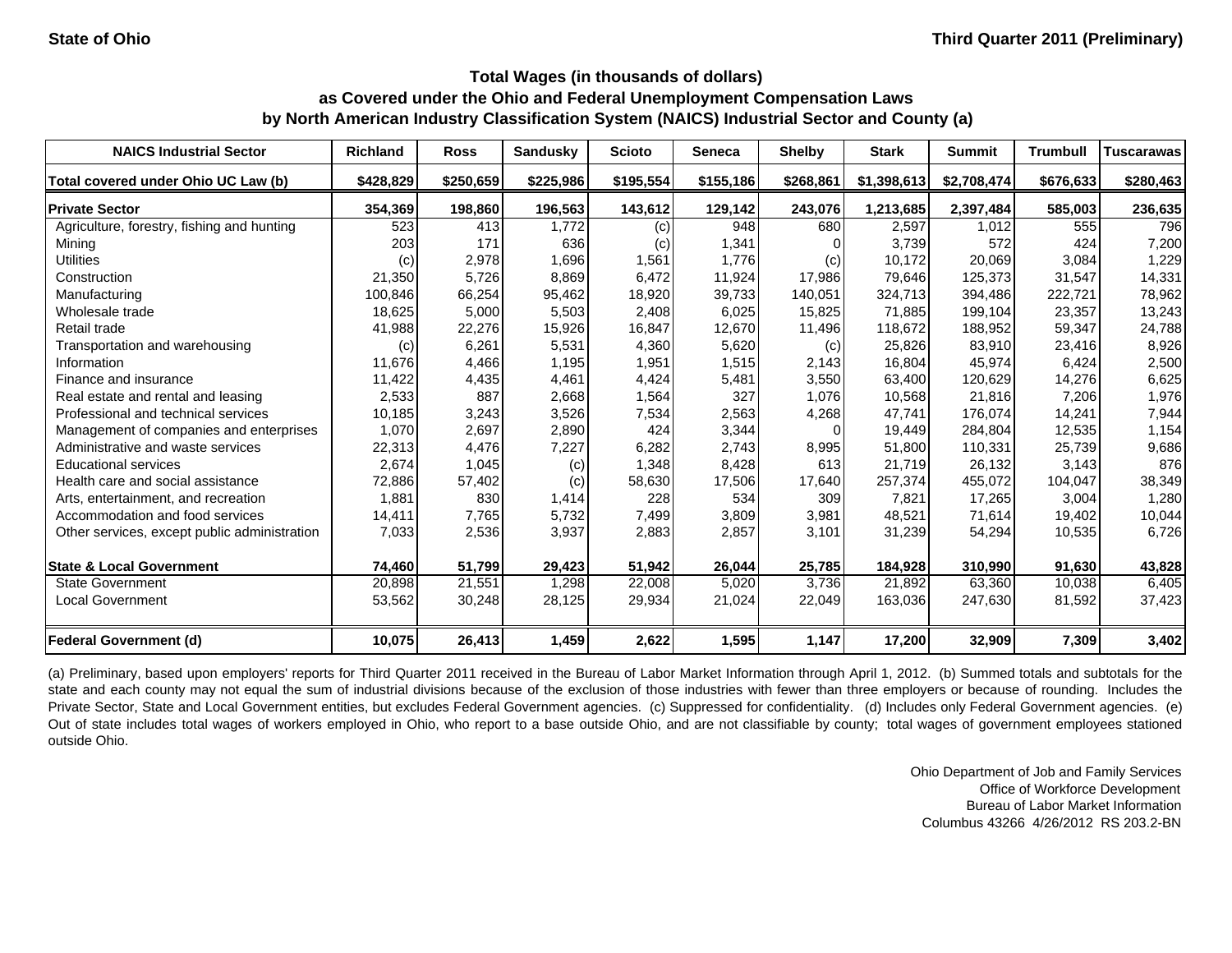State of Ohio

Third Quarter 2011 (Preliminary)

**Total Wages (in thousands of dollars)**
**as Covered under the Ohio and Federal Unemployment Compensation Laws**
**by North American Industry Classification System (NAICS) Industrial Sector and County (a)**

| NAICS Industrial Sector | Richland | Ross | Sandusky | Scioto | Seneca | Shelby | Stark | Summit | Trumbull | Tuscarawas |
|---|---|---|---|---|---|---|---|---|---|---|
| **Total covered under Ohio UC Law (b)** | **$428,829** | **$250,659** | **$225,986** | **$195,554** | **$155,186** | **$268,861** | **$1,398,613** | **$2,708,474** | **$676,633** | **$280,463** |
| **Private Sector** | **354,369** | **198,860** | **196,563** | **143,612** | **129,142** | **243,076** | **1,213,685** | **2,397,484** | **585,003** | **236,635** |
| Agriculture, forestry, fishing and hunting | 523 | 413 | 1,772 | (c) | 948 | 680 | 2,597 | 1,012 | 555 | 796 |
| Mining | 203 | 171 | 636 | (c) | 1,341 | 0 | 3,739 | 572 | 424 | 7,200 |
| Utilities | (c) | 2,978 | 1,696 | 1,561 | 1,776 | (c) | 10,172 | 20,069 | 3,084 | 1,229 |
| Construction | 21,350 | 5,726 | 8,869 | 6,472 | 11,924 | 17,986 | 79,646 | 125,373 | 31,547 | 14,331 |
| Manufacturing | 100,846 | 66,254 | 95,462 | 18,920 | 39,733 | 140,051 | 324,713 | 394,486 | 222,721 | 78,962 |
| Wholesale trade | 18,625 | 5,000 | 5,503 | 2,408 | 6,025 | 15,825 | 71,885 | 199,104 | 23,357 | 13,243 |
| Retail trade | 41,988 | 22,276 | 15,926 | 16,847 | 12,670 | 11,496 | 118,672 | 188,952 | 59,347 | 24,788 |
| Transportation and warehousing | (c) | 6,261 | 5,531 | 4,360 | 5,620 | (c) | 25,826 | 83,910 | 23,416 | 8,926 |
| Information | 11,676 | 4,466 | 1,195 | 1,951 | 1,515 | 2,143 | 16,804 | 45,974 | 6,424 | 2,500 |
| Finance and insurance | 11,422 | 4,435 | 4,461 | 4,424 | 5,481 | 3,550 | 63,400 | 120,629 | 14,276 | 6,625 |
| Real estate and rental and leasing | 2,533 | 887 | 2,668 | 1,564 | 327 | 1,076 | 10,568 | 21,816 | 7,206 | 1,976 |
| Professional and technical services | 10,185 | 3,243 | 3,526 | 7,534 | 2,563 | 4,268 | 47,741 | 176,074 | 14,241 | 7,944 |
| Management of companies and enterprises | 1,070 | 2,697 | 2,890 | 424 | 3,344 | 0 | 19,449 | 284,804 | 12,535 | 1,154 |
| Administrative and waste services | 22,313 | 4,476 | 7,227 | 6,282 | 2,743 | 8,995 | 51,800 | 110,331 | 25,739 | 9,686 |
| Educational services | 2,674 | 1,045 | (c) | 1,348 | 8,428 | 613 | 21,719 | 26,132 | 3,143 | 876 |
| Health care and social assistance | 72,886 | 57,402 | (c) | 58,630 | 17,506 | 17,640 | 257,374 | 455,072 | 104,047 | 38,349 |
| Arts, entertainment, and recreation | 1,881 | 830 | 1,414 | 228 | 534 | 309 | 7,821 | 17,265 | 3,004 | 1,280 |
| Accommodation and food services | 14,411 | 7,765 | 5,732 | 7,499 | 3,809 | 3,981 | 48,521 | 71,614 | 19,402 | 10,044 |
| Other services, except public administration | 7,033 | 2,536 | 3,937 | 2,883 | 2,857 | 3,101 | 31,239 | 54,294 | 10,535 | 6,726 |
| **State & Local Government** | **74,460** | **51,799** | **29,423** | **51,942** | **26,044** | **25,785** | **184,928** | **310,990** | **91,630** | **43,828** |
| State Government | 20,898 | 21,551 | 1,298 | 22,008 | 5,020 | 3,736 | 21,892 | 63,360 | 10,038 | 6,405 |
| Local Government | 53,562 | 30,248 | 28,125 | 29,934 | 21,024 | 22,049 | 163,036 | 247,630 | 81,592 | 37,423 |
| **Federal Government (d)** | **10,075** | **26,413** | **1,459** | **2,622** | **1,595** | **1,147** | **17,200** | **32,909** | **7,309** | **3,402** |

(a) Preliminary, based upon employers' reports for Third Quarter 2011 received in the Bureau of Labor Market Information through April 1, 2012. (b) Summed totals and subtotals for the state and each county may not equal the sum of industrial divisions because of the exclusion of those industries with fewer than three employers or because of rounding. Includes the Private Sector, State and Local Government entities, but excludes Federal Government agencies. (c) Suppressed for confidentiality. (d) Includes only Federal Government agencies. (e) Out of state includes total wages of workers employed in Ohio, who report to a base outside Ohio, and are not classifiable by county; total wages of government employees stationed outside Ohio.

Ohio Department of Job and Family Services
Office of Workforce Development
Bureau of Labor Market Information
Columbus 43266 4/26/2012 RS 203.2-BN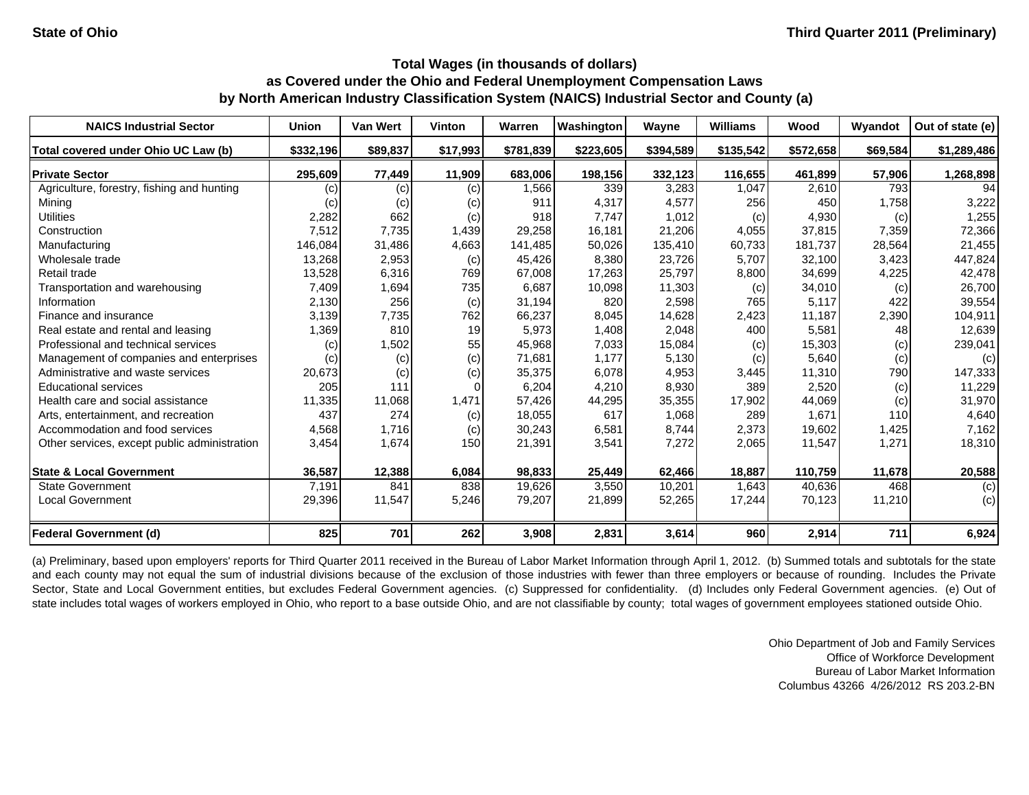**State of Ohio** **Third Quarter 2011 (Preliminary)**

## Total Wages (in thousands of dollars) as Covered under the Ohio and Federal Unemployment Compensation Laws by North American Industry Classification System (NAICS) Industrial Sector and County (a)

| NAICS Industrial Sector | Union | Van Wert | Vinton | Warren | Washington | Wayne | Williams | Wood | Wyandot | Out of state (e) |
|---|---|---|---|---|---|---|---|---|---|---|
| **Total covered under Ohio UC Law (b)** | **$332,196** | **$89,837** | **$17,993** | **$781,839** | **$223,605** | **$394,589** | **$135,542** | **$572,658** | **$69,584** | **$1,289,486** |
| **Private Sector** | **295,609** | **77,449** | **11,909** | **683,006** | **198,156** | **332,123** | **116,655** | **461,899** | **57,906** | **1,268,898** |
| Agriculture, forestry, fishing and hunting | (c) | (c) | (c) | 1,566 | 339 | 3,283 | 1,047 | 2,610 | 793 | 94 |
| Mining | (c) | (c) | (c) | 911 | 4,317 | 4,577 | 256 | 450 | 1,758 | 3,222 |
| Utilities | 2,282 | 662 | (c) | 918 | 7,747 | 1,012 | (c) | 4,930 | (c) | 1,255 |
| Construction | 7,512 | 7,735 | 1,439 | 29,258 | 16,181 | 21,206 | 4,055 | 37,815 | 7,359 | 72,366 |
| Manufacturing | 146,084 | 31,486 | 4,663 | 141,485 | 50,026 | 135,410 | 60,733 | 181,737 | 28,564 | 21,455 |
| Wholesale trade | 13,268 | 2,953 | (c) | 45,426 | 8,380 | 23,726 | 5,707 | 32,100 | 3,423 | 447,824 |
| Retail trade | 13,528 | 6,316 | 769 | 67,008 | 17,263 | 25,797 | 8,800 | 34,699 | 4,225 | 42,478 |
| Transportation and warehousing | 7,409 | 1,694 | 735 | 6,687 | 10,098 | 11,303 | (c) | 34,010 | (c) | 26,700 |
| Information | 2,130 | 256 | (c) | 31,194 | 820 | 2,598 | 765 | 5,117 | 422 | 39,554 |
| Finance and insurance | 3,139 | 7,735 | 762 | 66,237 | 8,045 | 14,628 | 2,423 | 11,187 | 2,390 | 104,911 |
| Real estate and rental and leasing | 1,369 | 810 | 19 | 5,973 | 1,408 | 2,048 | 400 | 5,581 | 48 | 12,639 |
| Professional and technical services | (c) | 1,502 | 55 | 45,968 | 7,033 | 15,084 | (c) | 15,303 | (c) | 239,041 |
| Management of companies and enterprises | (c) | (c) | (c) | 71,681 | 1,177 | 5,130 | (c) | 5,640 | (c) | (c) |
| Administrative and waste services | 20,673 | (c) | (c) | 35,375 | 6,078 | 4,953 | 3,445 | 11,310 | 790 | 147,333 |
| Educational services | 205 | 111 | 0 | 6,204 | 4,210 | 8,930 | 389 | 2,520 | (c) | 11,229 |
| Health care and social assistance | 11,335 | 11,068 | 1,471 | 57,426 | 44,295 | 35,355 | 17,902 | 44,069 | (c) | 31,970 |
| Arts, entertainment, and recreation | 437 | 274 | (c) | 18,055 | 617 | 1,068 | 289 | 1,671 | 110 | 4,640 |
| Accommodation and food services | 4,568 | 1,716 | (c) | 30,243 | 6,581 | 8,744 | 2,373 | 19,602 | 1,425 | 7,162 |
| Other services, except public administration | 3,454 | 1,674 | 150 | 21,391 | 3,541 | 7,272 | 2,065 | 11,547 | 1,271 | 18,310 |
| **State & Local Government** | **36,587** | **12,388** | **6,084** | **98,833** | **25,449** | **62,466** | **18,887** | **110,759** | **11,678** | **20,588** |
| State Government | 7,191 | 841 | 838 | 19,626 | 3,550 | 10,201 | 1,643 | 40,636 | 468 | (c) |
| Local Government | 29,396 | 11,547 | 5,246 | 79,207 | 21,899 | 52,265 | 17,244 | 70,123 | 11,210 | (c) |
| **Federal Government (d)** | **825** | **701** | **262** | **3,908** | **2,831** | **3,614** | **960** | **2,914** | **711** | **6,924** |

(a) Preliminary, based upon employers' reports for Third Quarter 2011 received in the Bureau of Labor Market Information through April 1, 2012. (b) Summed totals and subtotals for the state and each county may not equal the sum of industrial divisions because of the exclusion of those industries with fewer than three employers or because of rounding. Includes the Private Sector, State and Local Government entities, but excludes Federal Government agencies. (c) Suppressed for confidentiality. (d) Includes only Federal Government agencies. (e) Out of state includes total wages of workers employed in Ohio, who report to a base outside Ohio, and are not classifiable by county; total wages of government employees stationed outside Ohio.

Ohio Department of Job and Family Services
Office of Workforce Development
Bureau of Labor Market Information
Columbus 43266 4/26/2012 RS 203.2-BN